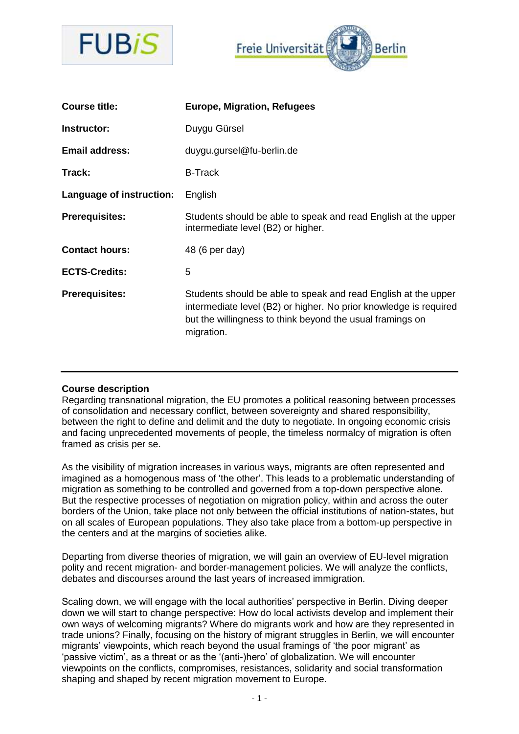| | |
|---|---|
| **Course title:** | **Europe, Migration, Refugees** |
| **Instructor:** | Duygu Gürsel |
| **Email address:** | duygu.gursel@fu-berlin.de |
| **Track:** | B-Track |
| **Language of instruction:** | English |
| **Prerequisites:** | Students should be able to speak and read English at the upper intermediate level (B2) or higher. |
| **Contact hours:** | 48 (6 per day) |
| **ECTS-Credits:** | 5 |
| **Prerequisites:** | Students should be able to speak and read English at the upper intermediate level (B2) or higher. No prior knowledge is required but the willingness to think beyond the usual framings on migration. |

## Course description

Regarding transnational migration, the EU promotes a political reasoning between processes of consolidation and necessary conflict, between sovereignty and shared responsibility, between the right to define and delimit and the duty to negotiate. In ongoing economic crisis and facing unprecedented movements of people, the timeless normalcy of migration is often framed as crisis per se.

As the visibility of migration increases in various ways, migrants are often represented and imagined as a homogenous mass of 'the other'. This leads to a problematic understanding of migration as something to be controlled and governed from a top-down perspective alone. But the respective processes of negotiation on migration policy, within and across the outer borders of the Union, take place not only between the official institutions of nation-states, but on all scales of European populations. They also take place from a bottom-up perspective in the centers and at the margins of societies alike.

Departing from diverse theories of migration, we will gain an overview of EU-level migration polity and recent migration- and border-management policies. We will analyze the conflicts, debates and discourses around the last years of increased immigration.

Scaling down, we will engage with the local authorities' perspective in Berlin. Diving deeper down we will start to change perspective: How do local activists develop and implement their own ways of welcoming migrants? Where do migrants work and how are they represented in trade unions? Finally, focusing on the history of migrant struggles in Berlin, we will encounter migrants' viewpoints, which reach beyond the usual framings of 'the poor migrant' as 'passive victim', as a threat or as the '(anti-)hero' of globalization. We will encounter viewpoints on the conflicts, compromises, resistances, solidarity and social transformation shaping and shaped by recent migration movement to Europe.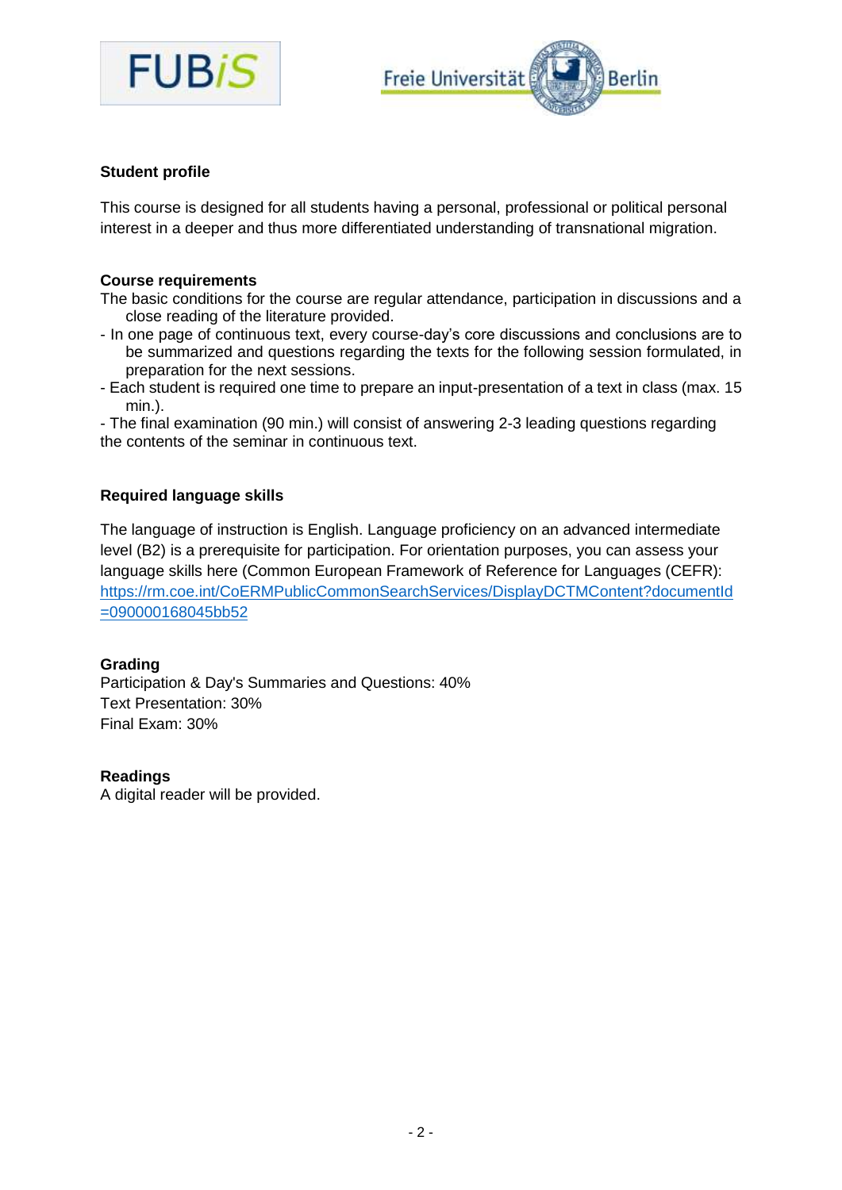**Student profile**

This course is designed for all students having a personal, professional or political personal interest in a deeper and thus more differentiated understanding of transnational migration.

**Course requirements**

The basic conditions for the course are regular attendance, participation in discussions and a close reading of the literature provided.

- In one page of continuous text, every course-day's core discussions and conclusions are to be summarized and questions regarding the texts for the following session formulated, in preparation for the next sessions.
- Each student is required one time to prepare an input-presentation of a text in class (max. 15 min.).
- The final examination (90 min.) will consist of answering 2-3 leading questions regarding the contents of the seminar in continuous text.

**Required language skills**

The language of instruction is English. Language proficiency on an advanced intermediate level (B2) is a prerequisite for participation. For orientation purposes, you can assess your language skills here (Common European Framework of Reference for Languages (CEFR): https://rm.coe.int/CoERMPublicCommonSearchServices/DisplayDCTMContent?documentId=090000168045bb52

**Grading**

Participation & Day's Summaries and Questions: 40%
Text Presentation: 30%
Final Exam: 30%

**Readings**

A digital reader will be provided.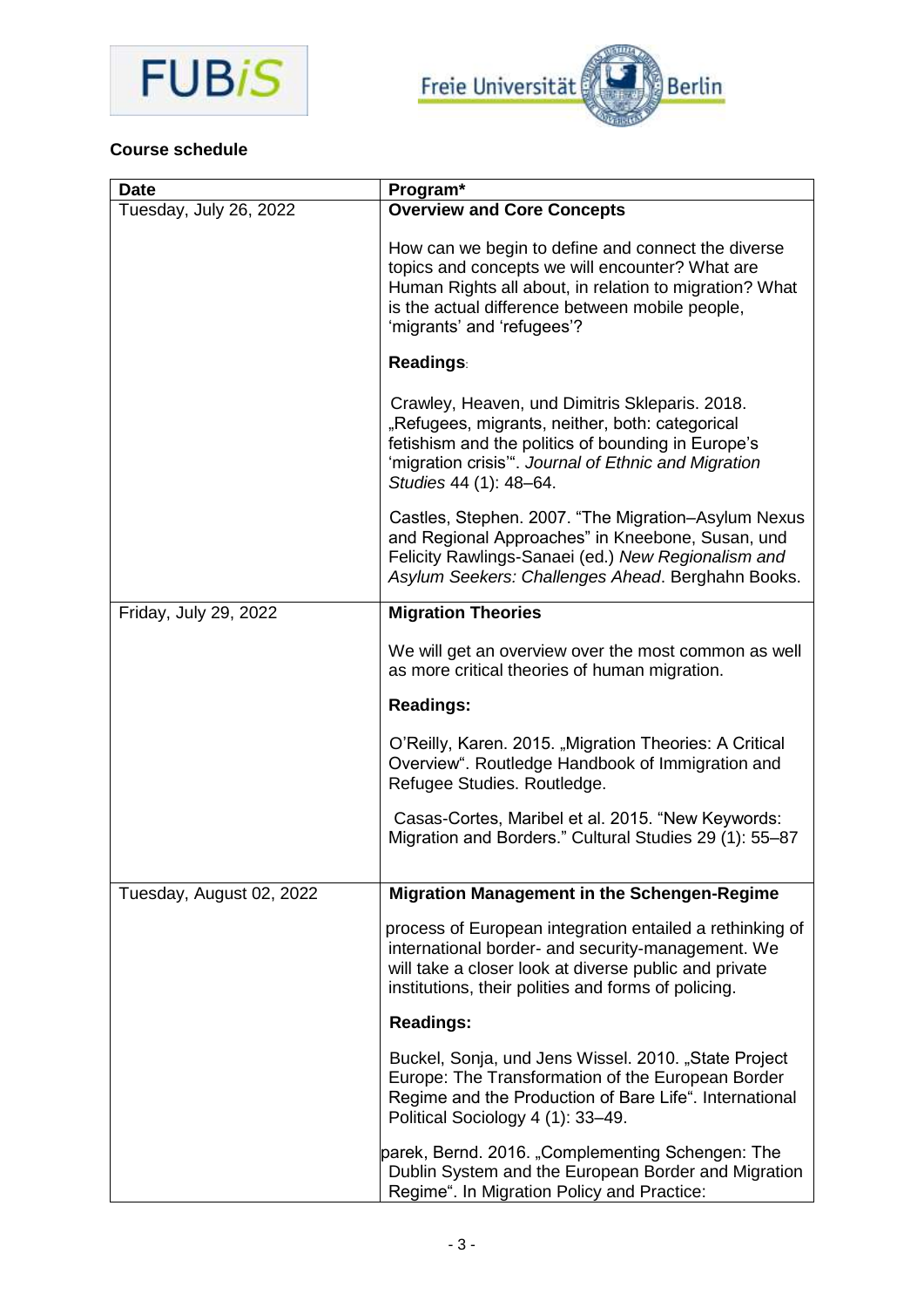**Course schedule**

| Date | Program* |
| --- | --- |
| Tuesday, July 26, 2022 | **Overview and Core Concepts**<br><br>How can we begin to define and connect the diverse topics and concepts we will encounter? What are Human Rights all about, in relation to migration? What is the actual difference between mobile people, 'migrants' and 'refugees'?<br><br>**Readings**:<br><br>Crawley, Heaven, und Dimitris Skleparis. 2018. „Refugees, migrants, neither, both: categorical fetishism and the politics of bounding in Europe's 'migration crisis'". *Journal of Ethnic and Migration Studies* 44 (1): 48–64.<br><br>Castles, Stephen. 2007. "The Migration–Asylum Nexus and Regional Approaches" in Kneebone, Susan, und Felicity Rawlings-Sanaei (ed.) *New Regionalism and Asylum Seekers: Challenges Ahead*. Berghahn Books. |
| Friday, July 29, 2022 | **Migration Theories**<br><br>We will get an overview over the most common as well as more critical theories of human migration.<br><br>**Readings:**<br><br>O'Reilly, Karen. 2015. „Migration Theories: A Critical Overview". Routledge Handbook of Immigration and Refugee Studies. Routledge.<br><br>Casas-Cortes, Maribel et al. 2015. "New Keywords: Migration and Borders." Cultural Studies 29 (1): 55–87 |
| Tuesday, August 02, 2022 | **Migration Management in the Schengen-Regime**<br><br>process of European integration entailed a rethinking of international border- and security-management. We will take a closer look at diverse public and private institutions, their polities and forms of policing.<br><br>**Readings:**<br><br>Buckel, Sonja, und Jens Wissel. 2010. „State Project Europe: The Transformation of the European Border Regime and the Production of Bare Life". International Political Sociology 4 (1): 33–49.<br><br>parek, Bernd. 2016. „Complementing Schengen: The Dublin System and the European Border and Migration Regime". In Migration Policy and Practice: |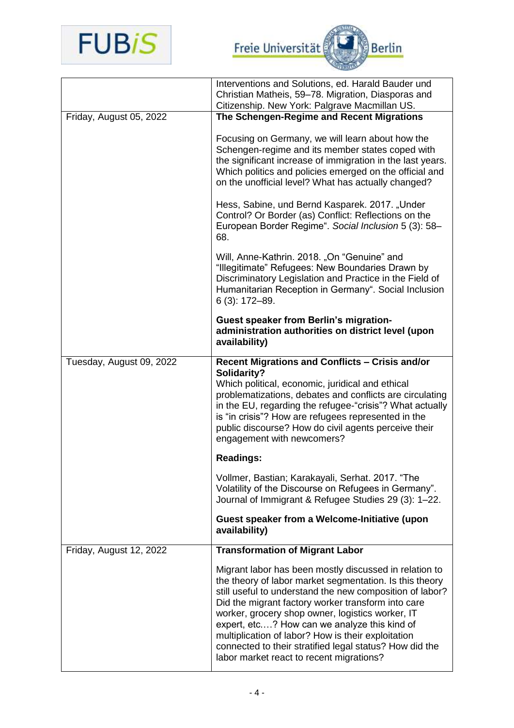| | |
|---|---|
| | Interventions and Solutions, ed. Harald Bauder und Christian Matheis, 59–78. Migration, Diasporas and Citizenship. New York: Palgrave Macmillan US. |
| Friday, August 05, 2022 | **The Schengen-Regime and Recent Migrations**<br><br>Focusing on Germany, we will learn about how the Schengen-regime and its member states coped with the significant increase of immigration in the last years. Which politics and policies emerged on the official and on the unofficial level? What has actually changed?<br><br>Hess, Sabine, und Bernd Kasparek. 2017. „Under Control? Or Border (as) Conflict: Reflections on the European Border Regime“. *Social Inclusion* 5 (3): 58–68.<br><br>Will, Anne-Kathrin. 2018. „On “Genuine” and “Illegitimate” Refugees: New Boundaries Drawn by Discriminatory Legislation and Practice in the Field of Humanitarian Reception in Germany“. Social Inclusion 6 (3): 172–89.<br><br>**Guest speaker from Berlin's migration-administration authorities on district level (upon availability)** |
| Tuesday, August 09, 2022 | **Recent Migrations and Conflicts – Crisis and/or Solidarity?**<br>Which political, economic, juridical and ethical problematizations, debates and conflicts are circulating in the EU, regarding the refugee-“crisis”? What actually is “in crisis”? How are refugees represented in the public discourse? How do civil agents perceive their engagement with newcomers?<br><br>**Readings:**<br><br>Vollmer, Bastian; Karakayali, Serhat. 2017. “The Volatility of the Discourse on Refugees in Germany”. Journal of Immigrant & Refugee Studies 29 (3): 1–22.<br><br>**Guest speaker from a Welcome-Initiative (upon availability)** |
| Friday, August 12, 2022 | **Transformation of Migrant Labor**<br><br>Migrant labor has been mostly discussed in relation to the theory of labor market segmentation. Is this theory still useful to understand the new composition of labor? Did the migrant factory worker transform into care worker, grocery shop owner, logistics worker, IT expert, etc.…? How can we analyze this kind of multiplication of labor? How is their exploitation connected to their stratified legal status? How did the labor market react to recent migrations? |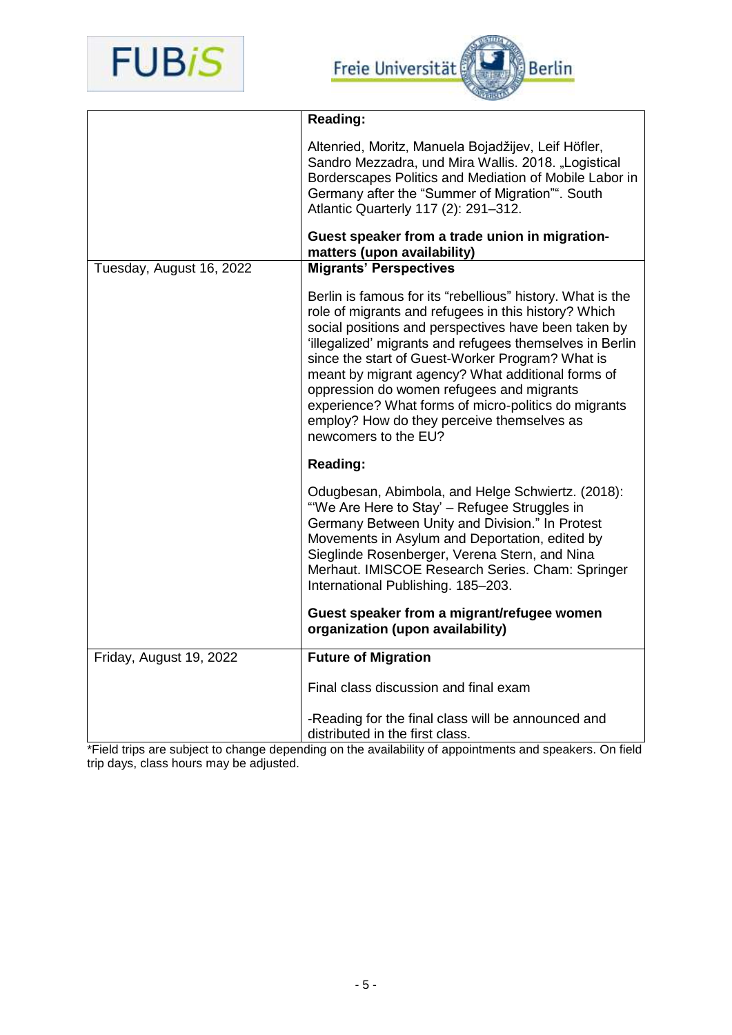| | |
|---|---|
| | **Reading:**<br><br>Altenried, Moritz, Manuela Bojadžijev, Leif Höfler, Sandro Mezzadra, und Mira Wallis. 2018. „Logistical Borderscapes Politics and Mediation of Mobile Labor in Germany after the "Summer of Migration"". South Atlantic Quarterly 117 (2): 291–312.<br><br>**Guest speaker from a trade union in migration-matters (upon availability)** |
| Tuesday, August 16, 2022 | **Migrants' Perspectives**<br><br>Berlin is famous for its "rebellious" history. What is the role of migrants and refugees in this history? Which social positions and perspectives have been taken by 'illegalized' migrants and refugees themselves in Berlin since the start of Guest-Worker Program? What is meant by migrant agency? What additional forms of oppression do women refugees and migrants experience? What forms of micro-politics do migrants employ? How do they perceive themselves as newcomers to the EU?<br><br>**Reading:**<br><br>Odugbesan, Abimbola, and Helge Schwiertz. (2018): "'We Are Here to Stay' – Refugee Struggles in Germany Between Unity and Division." In Protest Movements in Asylum and Deportation, edited by Sieglinde Rosenberger, Verena Stern, and Nina Merhaut. IMISCOE Research Series. Cham: Springer International Publishing. 185–203.<br><br>**Guest speaker from a migrant/refugee women organization (upon availability)** |
| Friday, August 19, 2022 | **Future of Migration**<br><br>Final class discussion and final exam<br><br>-Reading for the final class will be announced and distributed in the first class. |

*Field trips are subject to change depending on the availability of appointments and speakers. On field trip days, class hours may be adjusted.